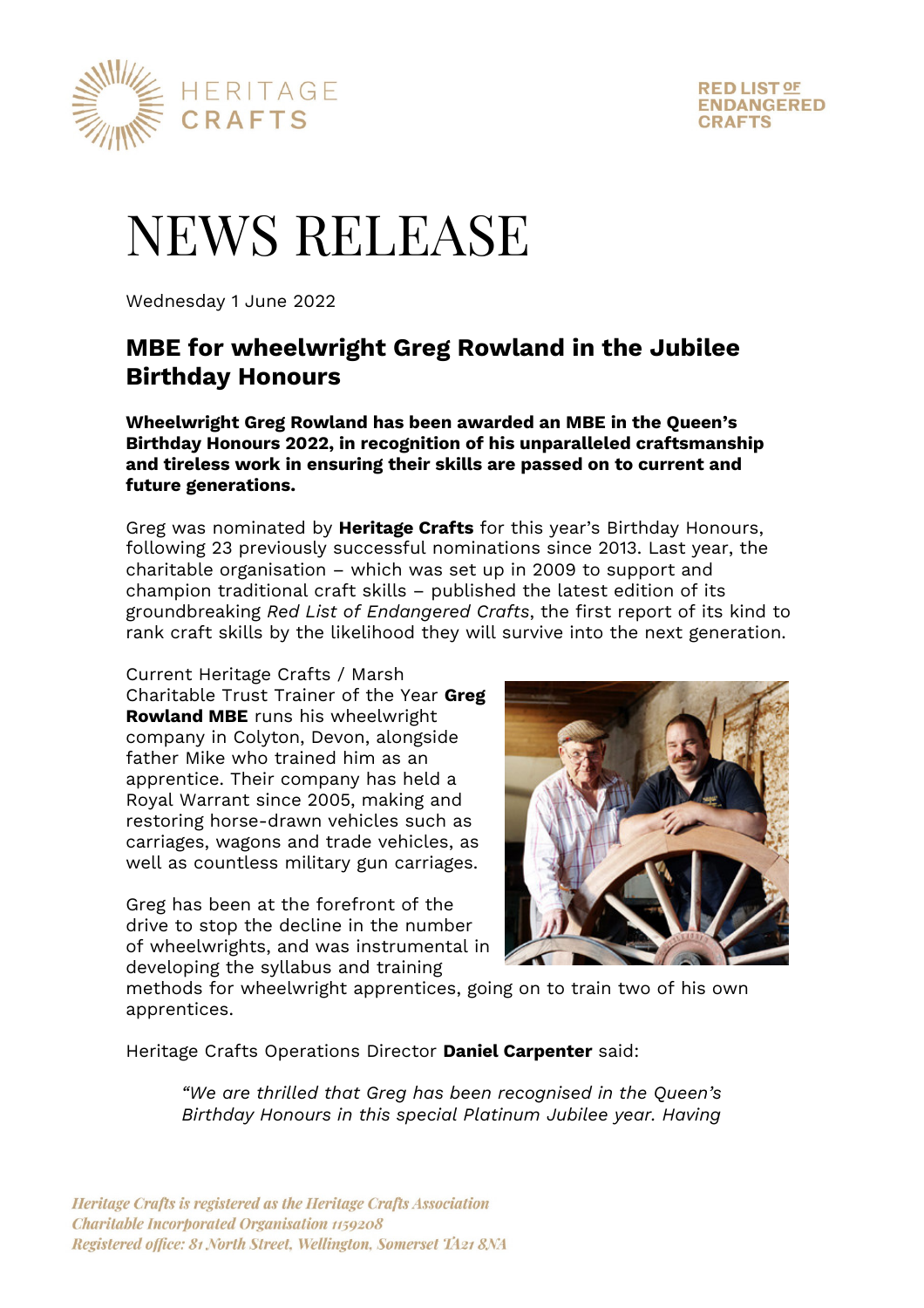HERITAGE CRAFTS

RED LIST OF ENDANGERED CRAFTS

# NEWS RELEASE

Wednesday 1 June 2022

## MBE for wheelwright Greg Rowland in the Jubilee Birthday Honours

**Wheelwright Greg Rowland has been awarded an MBE in the Queen's Birthday Honours 2022, in recognition of his unparalleled craftsmanship and tireless work in ensuring their skills are passed on to current and future generations.**

Greg was nominated by **Heritage Crafts** for this year's Birthday Honours, following 23 previously successful nominations since 2013. Last year, the charitable organisation – which was set up in 2009 to support and champion traditional craft skills – published the latest edition of its groundbreaking *Red List of Endangered Crafts*, the first report of its kind to rank craft skills by the likelihood they will survive into the next generation.

Current Heritage Crafts / Marsh Charitable Trust Trainer of the Year **Greg Rowland MBE** runs his wheelwright company in Colyton, Devon, alongside father Mike who trained him as an apprentice. Their company has held a Royal Warrant since 2005, making and restoring horse-drawn vehicles such as carriages, wagons and trade vehicles, as well as countless military gun carriages.

Greg has been at the forefront of the drive to stop the decline in the number of wheelwrights, and was instrumental in developing the syllabus and training methods for wheelwright apprentices, going on to train two of his own apprentices.

Heritage Crafts Operations Director **Daniel Carpenter** said:

> *"We are thrilled that Greg has been recognised in the Queen's Birthday Honours in this special Platinum Jubilee year. Having*

*Heritage Crafts is registered as the Heritage Crafts Association*
*Charitable Incorporated Organisation 1159208*
*Registered office: 81 North Street, Wellington, Somerset TA21 8NA*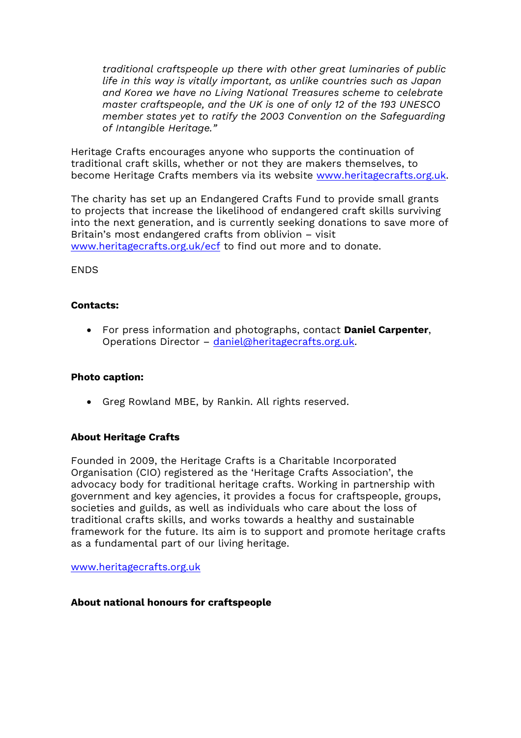*traditional craftspeople up there with other great luminaries of public life in this way is vitally important, as unlike countries such as Japan and Korea we have no Living National Treasures scheme to celebrate master craftspeople, and the UK is one of only 12 of the 193 UNESCO member states yet to ratify the 2003 Convention on the Safeguarding of Intangible Heritage."*

Heritage Crafts encourages anyone who supports the continuation of traditional craft skills, whether or not they are makers themselves, to become Heritage Crafts members via its website www.heritagecrafts.org.uk.

The charity has set up an Endangered Crafts Fund to provide small grants to projects that increase the likelihood of endangered craft skills surviving into the next generation, and is currently seeking donations to save more of Britain's most endangered crafts from oblivion – visit www.heritagecrafts.org.uk/ecf to find out more and to donate.

ENDS

**Contacts:**

- For press information and photographs, contact **Daniel Carpenter**, Operations Director – daniel@heritagecrafts.org.uk.

**Photo caption:**

- Greg Rowland MBE, by Rankin. All rights reserved.

**About Heritage Crafts**

Founded in 2009, the Heritage Crafts is a Charitable Incorporated Organisation (CIO) registered as the 'Heritage Crafts Association', the advocacy body for traditional heritage crafts. Working in partnership with government and key agencies, it provides a focus for craftspeople, groups, societies and guilds, as well as individuals who care about the loss of traditional crafts skills, and works towards a healthy and sustainable framework for the future. Its aim is to support and promote heritage crafts as a fundamental part of our living heritage.

www.heritagecrafts.org.uk

**About national honours for craftspeople**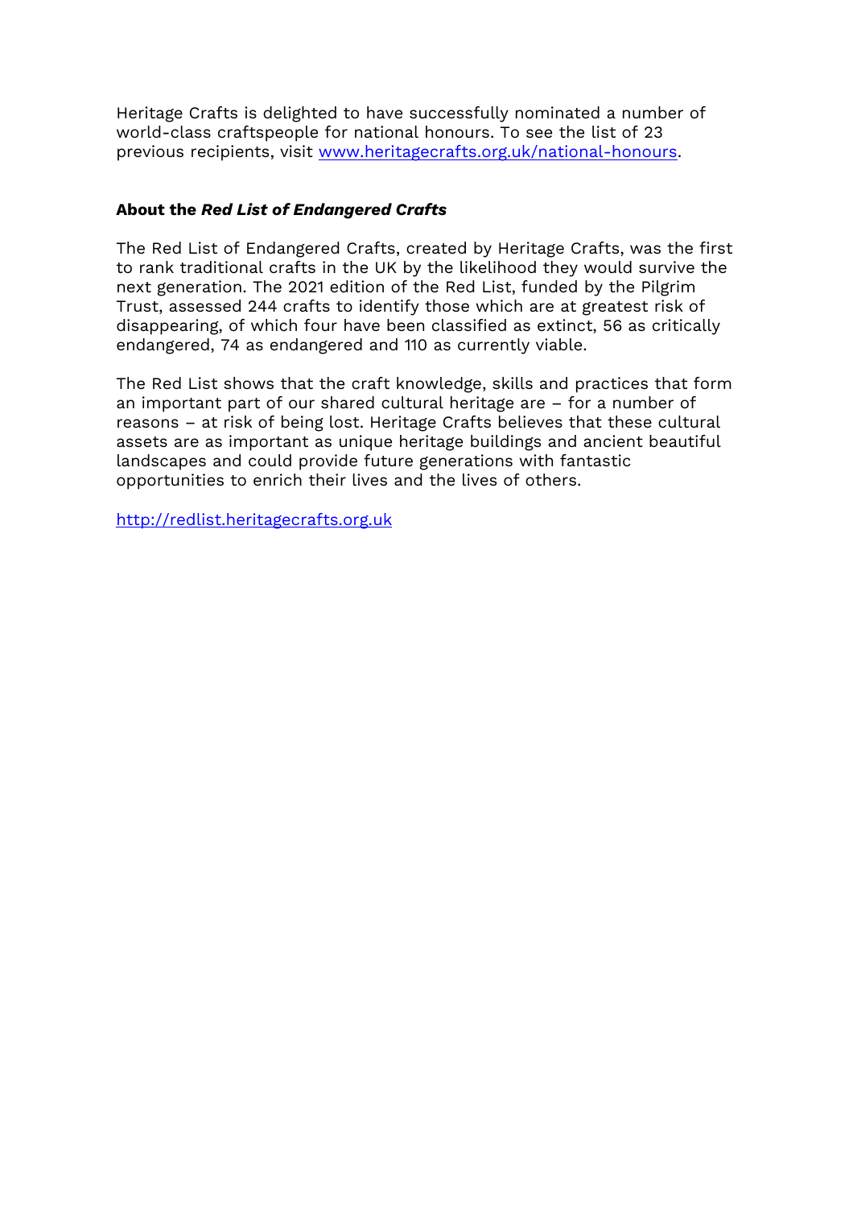Heritage Crafts is delighted to have successfully nominated a number of world-class craftspeople for national honours. To see the list of 23 previous recipients, visit [www.heritagecrafts.org.uk/national-honours](http://www.heritagecrafts.org.uk/national-honours).

**About the *Red List of Endangered Crafts***

The Red List of Endangered Crafts, created by Heritage Crafts, was the first to rank traditional crafts in the UK by the likelihood they would survive the next generation. The 2021 edition of the Red List, funded by the Pilgrim Trust, assessed 244 crafts to identify those which are at greatest risk of disappearing, of which four have been classified as extinct, 56 as critically endangered, 74 as endangered and 110 as currently viable.

The Red List shows that the craft knowledge, skills and practices that form an important part of our shared cultural heritage are – for a number of reasons – at risk of being lost. Heritage Crafts believes that these cultural assets are as important as unique heritage buildings and ancient beautiful landscapes and could provide future generations with fantastic opportunities to enrich their lives and the lives of others.

[http://redlist.heritagecrafts.org.uk](http://redlist.heritagecrafts.org.uk)